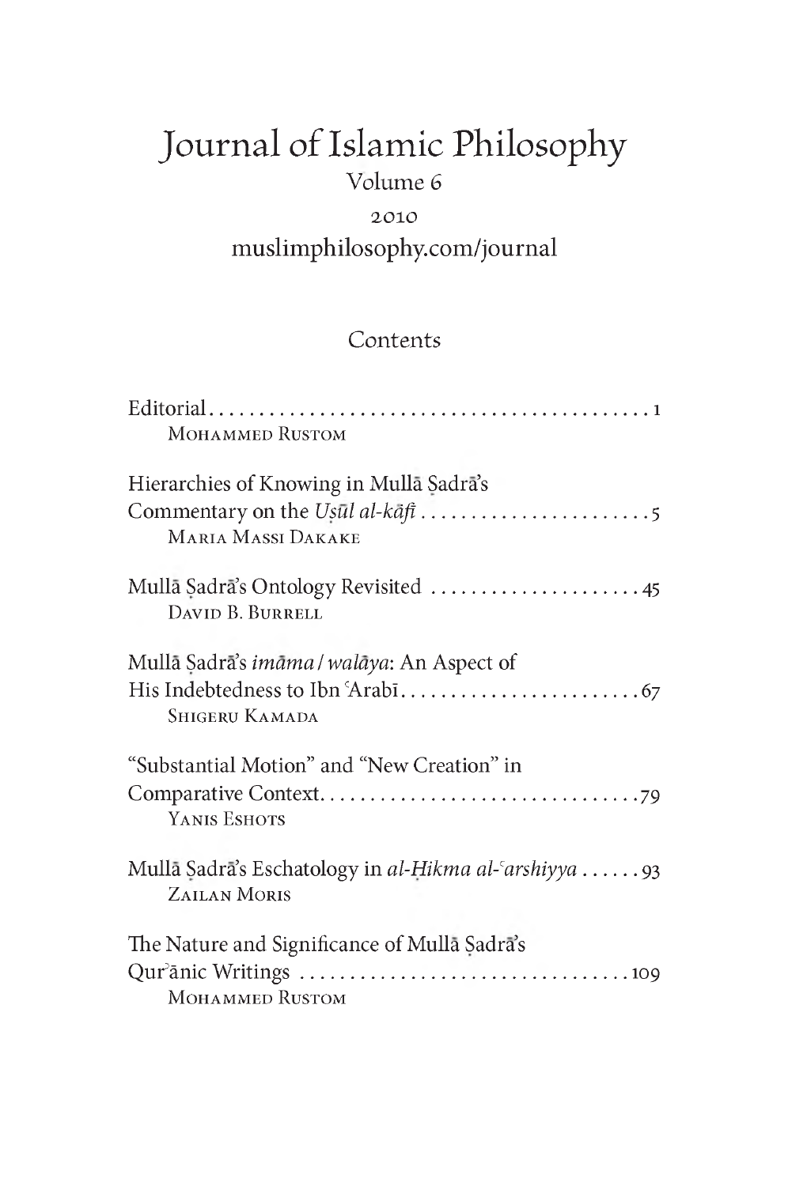# Journal of Islamic Philosophy

Volume 6

2010

muslimphilosophy.com/journal

## Contents

Editorial . . . . . . . . . . . . . . . . . . . . . . . . . . . . . . . . . . . . . . . . . . . . . 1
MOHAMMED RUSTOM

Hierarchies of Knowing in Mullā Ṣadrā's Commentary on the *Uṣūl al-kāfī* . . . . . . . . . . . . . . . . . . . . . . . 5
MARIA MASSI DAKAKE

Mullā Ṣadrā's Ontology Revisited . . . . . . . . . . . . . . . . . . . . . . 45
DAVID B. BURRELL

Mullā Ṣadrā's *imāma / walāya*: An Aspect of His Indebtedness to Ibn ʿArabī . . . . . . . . . . . . . . . . . . . . . . . . 67
SHIGERU KAMADA

"Substantial Motion" and "New Creation" in Comparative Context . . . . . . . . . . . . . . . . . . . . . . . . . . . . . . . . . 79
YANIS ESHOTS

Mullā Ṣadrā's Eschatology in *al-Ḥikma al-ʿarshiyya* . . . . . . 93
ZAILAN MORIS

The Nature and Significance of Mullā Ṣadrā's Qurʾānic Writings . . . . . . . . . . . . . . . . . . . . . . . . . . . . . . . . . 109
MOHAMMED RUSTOM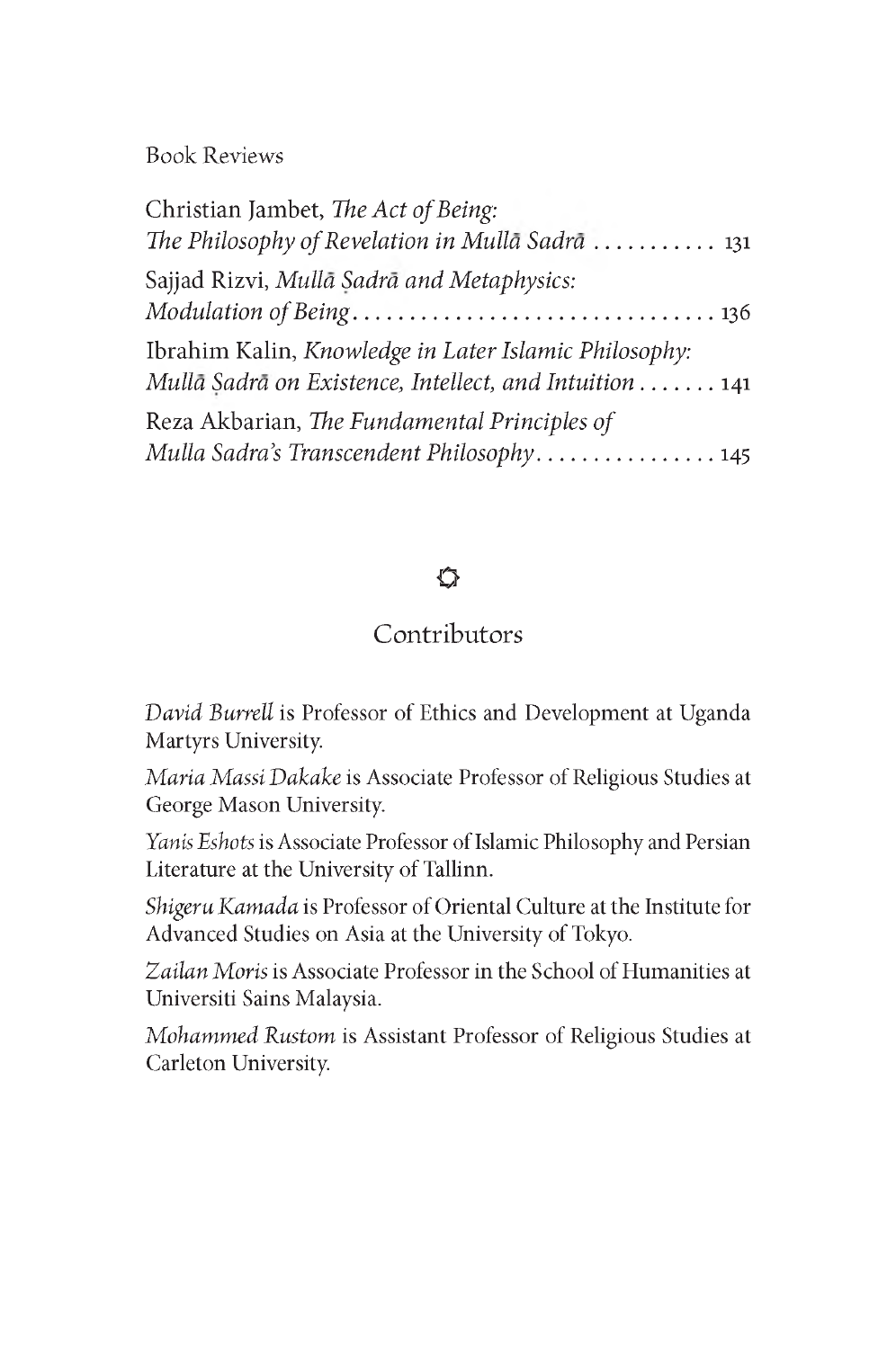Book Reviews

Christian Jambet, *The Act of Being: The Philosophy of Revelation in Mullā Sadrā* ........... 131

Sajjad Rizvi, *Mullā Ṣadrā and Metaphysics: Modulation of Being* ................................ 136

Ibrahim Kalin, *Knowledge in Later Islamic Philosophy: Mullā Ṣadrā on Existence, Intellect, and Intuition* ....... 141

Reza Akbarian, *The Fundamental Principles of Mulla Sadra's Transcendent Philosophy* ................ 145

## Contributors

*David Burrell* is Professor of Ethics and Development at Uganda Martyrs University.

*Maria Massi Dakake* is Associate Professor of Religious Studies at George Mason University.

*Yanis Eshots* is Associate Professor of Islamic Philosophy and Persian Literature at the University of Tallinn.

*Shigeru Kamada* is Professor of Oriental Culture at the Institute for Advanced Studies on Asia at the University of Tokyo.

*Zailan Moris* is Associate Professor in the School of Humanities at Universiti Sains Malaysia.

*Mohammed Rustom* is Assistant Professor of Religious Studies at Carleton University.